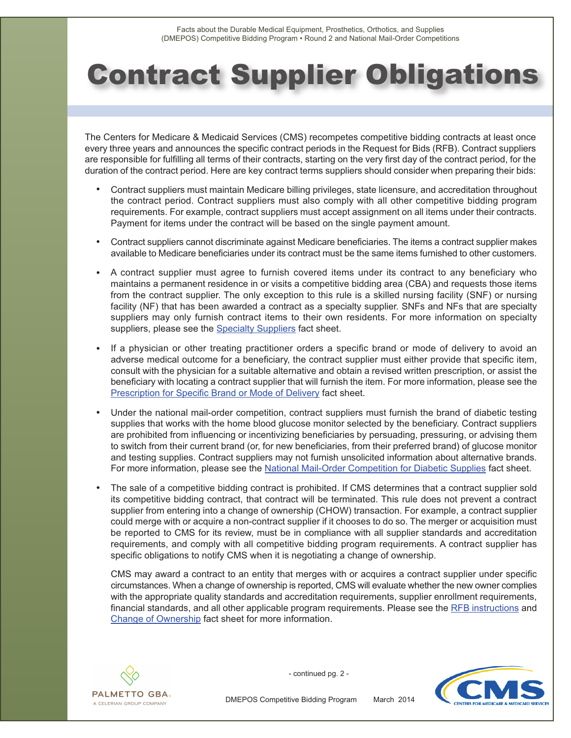Facts about the Durable Medical Equipment, Prosthetics, Orthotics, and Supplies (DMEPOS) Competitive Bidding Program • Round 2 and National Mail-Order Competitions

# Contract Supplier Obligations

The Centers for Medicare & Medicaid Services (CMS) recompetes competitive bidding contracts at least once every three years and announces the specific contract periods in the Request for Bids (RFB). Contract suppliers are responsible for fulfilling all terms of their contracts, starting on the very first day of the contract period, for the duration of the contract period. Here are key contract terms suppliers should consider when preparing their bids:

- Contract suppliers must maintain Medicare billing privileges, state licensure, and accreditation throughout the contract period. Contract suppliers must also comply with all other competitive bidding program requirements. For example, contract suppliers must accept assignment on all items under their contracts. Payment for items under the contract will be based on the single payment amount.

- Contract suppliers cannot discriminate against Medicare beneficiaries. The items a contract supplier makes available to Medicare beneficiaries under its contract must be the same items furnished to other customers.

- A contract supplier must agree to furnish covered items under its contract to any beneficiary who maintains a permanent residence in or visits a competitive bidding area (CBA) and requests those items from the contract supplier. The only exception to this rule is a skilled nursing facility (SNF) or nursing facility (NF) that has been awarded a contract as a specialty supplier. SNFs and NFs that are specialty suppliers may only furnish contract items to their own residents. For more information on specialty suppliers, please see the Specialty Suppliers fact sheet.

- If a physician or other treating practitioner orders a specific brand or mode of delivery to avoid an adverse medical outcome for a beneficiary, the contract supplier must either provide that specific item, consult with the physician for a suitable alternative and obtain a revised written prescription, or assist the beneficiary with locating a contract supplier that will furnish the item. For more information, please see the Prescription for Specific Brand or Mode of Delivery fact sheet.

- Under the national mail-order competition, contract suppliers must furnish the brand of diabetic testing supplies that works with the home blood glucose monitor selected by the beneficiary. Contract suppliers are prohibited from influencing or incentivizing beneficiaries by persuading, pressuring, or advising them to switch from their current brand (or, for new beneficiaries, from their preferred brand) of glucose monitor and testing supplies. Contract suppliers may not furnish unsolicited information about alternative brands. For more information, please see the National Mail-Order Competition for Diabetic Supplies fact sheet.

- The sale of a competitive bidding contract is prohibited. If CMS determines that a contract supplier sold its competitive bidding contract, that contract will be terminated. This rule does not prevent a contract supplier from entering into a change of ownership (CHOW) transaction. For example, a contract supplier could merge with or acquire a non-contract supplier if it chooses to do so. The merger or acquisition must be reported to CMS for its review, must be in compliance with all supplier standards and accreditation requirements, and comply with all competitive bidding program requirements. A contract supplier has specific obligations to notify CMS when it is negotiating a change of ownership.

  CMS may award a contract to an entity that merges with or acquires a contract supplier under specific circumstances. When a change of ownership is reported, CMS will evaluate whether the new owner complies with the appropriate quality standards and accreditation requirements, supplier enrollment requirements, financial standards, and all other applicable program requirements. Please see the RFB instructions and Change of Ownership fact sheet for more information.

- continued pg. 2 -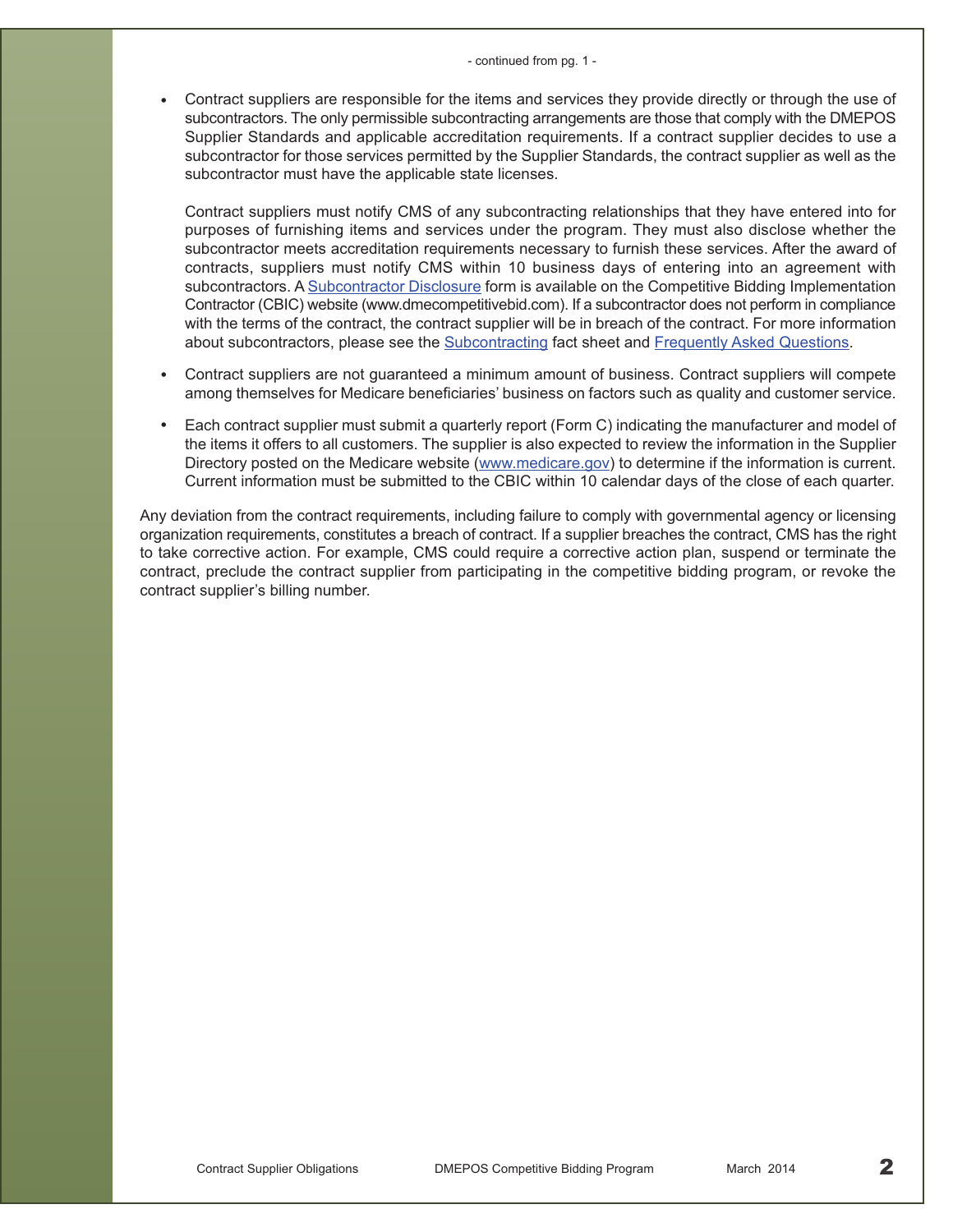- continued from pg. 1 -

- Contract suppliers are responsible for the items and services they provide directly or through the use of subcontractors. The only permissible subcontracting arrangements are those that comply with the DMEPOS Supplier Standards and applicable accreditation requirements. If a contract supplier decides to use a subcontractor for those services permitted by the Supplier Standards, the contract supplier as well as the subcontractor must have the applicable state licenses.

  Contract suppliers must notify CMS of any subcontracting relationships that they have entered into for purposes of furnishing items and services under the program. They must also disclose whether the subcontractor meets accreditation requirements necessary to furnish these services. After the award of contracts, suppliers must notify CMS within 10 business days of entering into an agreement with subcontractors. A Subcontractor Disclosure form is available on the Competitive Bidding Implementation Contractor (CBIC) website (www.dmecompetitivebid.com). If a subcontractor does not perform in compliance with the terms of the contract, the contract supplier will be in breach of the contract. For more information about subcontractors, please see the Subcontracting fact sheet and Frequently Asked Questions.

- Contract suppliers are not guaranteed a minimum amount of business. Contract suppliers will compete among themselves for Medicare beneficiaries' business on factors such as quality and customer service.

- Each contract supplier must submit a quarterly report (Form C) indicating the manufacturer and model of the items it offers to all customers. The supplier is also expected to review the information in the Supplier Directory posted on the Medicare website (www.medicare.gov) to determine if the information is current. Current information must be submitted to the CBIC within 10 calendar days of the close of each quarter.

Any deviation from the contract requirements, including failure to comply with governmental agency or licensing organization requirements, constitutes a breach of contract. If a supplier breaches the contract, CMS has the right to take corrective action. For example, CMS could require a corrective action plan, suspend or terminate the contract, preclude the contract supplier from participating in the competitive bidding program, or revoke the contract supplier's billing number.